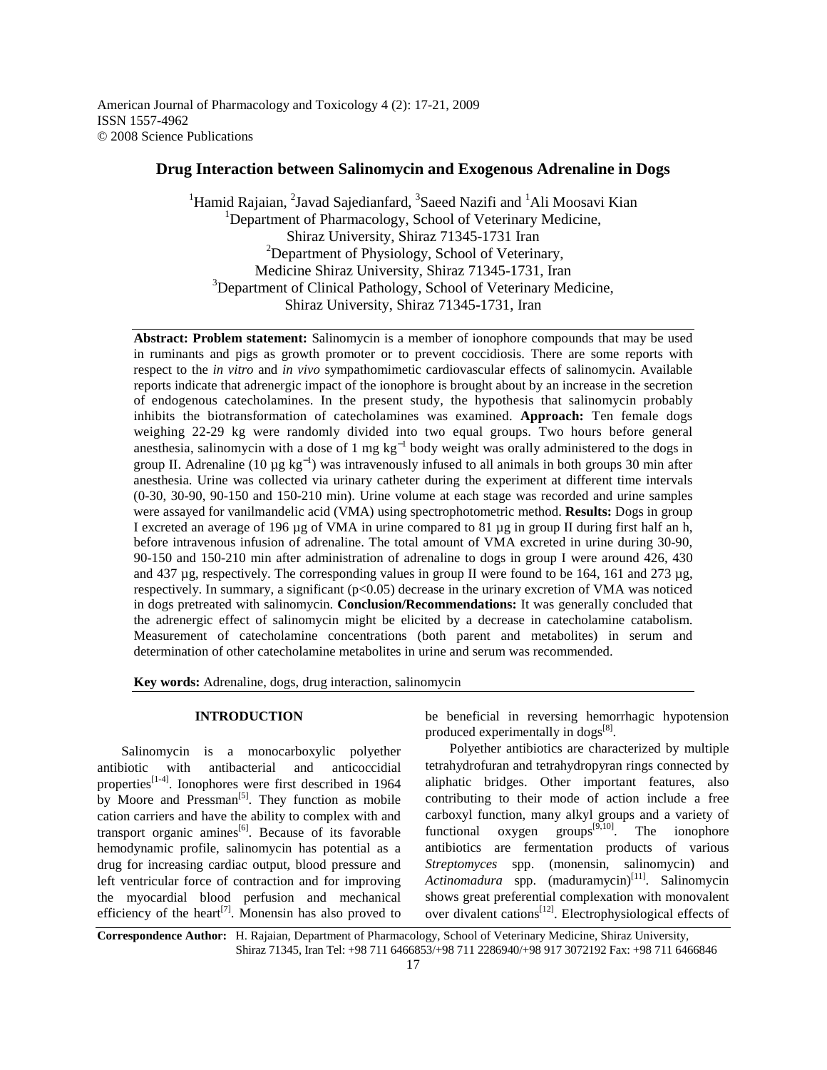American Journal of Pharmacology and Toxicology 4 (2): 17-21, 2009
ISSN 1557-4962
© 2008 Science Publications

# Drug Interaction between Salinomycin and Exogenous Adrenaline in Dogs

[1]Hamid Rajaian, [2]Javad Sajedianfard, [3]Saeed Nazifi and [1]Ali Moosavi Kian
[1]Department of Pharmacology, School of Veterinary Medicine, Shiraz University, Shiraz 71345-1731 Iran
[2]Department of Physiology, School of Veterinary, Medicine Shiraz University, Shiraz 71345-1731, Iran
[3]Department of Clinical Pathology, School of Veterinary Medicine, Shiraz University, Shiraz 71345-1731, Iran

**Abstract: Problem statement:** Salinomycin is a member of ionophore compounds that may be used in ruminants and pigs as growth promoter or to prevent coccidiosis. There are some reports with respect to the *in vitro* and *in vivo* sympathomimetic cardiovascular effects of salinomycin. Available reports indicate that adrenergic impact of the ionophore is brought about by an increase in the secretion of endogenous catecholamines. In the present study, the hypothesis that salinomycin probably inhibits the biotransformation of catecholamines was examined. **Approach:** Ten female dogs weighing 22-29 kg were randomly divided into two equal groups. Two hours before general anesthesia, salinomycin with a dose of 1 mg $kg^{-1}$ body weight was orally administered to the dogs in group II. Adrenaline (10 µg $kg^{-1}$) was intravenously infused to all animals in both groups 30 min after anesthesia. Urine was collected via urinary catheter during the experiment at different time intervals (0-30, 30-90, 90-150 and 150-210 min). Urine volume at each stage was recorded and urine samples were assayed for vanilmandelic acid (VMA) using spectrophotometric method. **Results:** Dogs in group I excreted an average of 196 µg of VMA in urine compared to 81 µg in group II during first half an h, before intravenous infusion of adrenaline. The total amount of VMA excreted in urine during 30-90, 90-150 and 150-210 min after administration of adrenaline to dogs in group I were around 426, 430 and 437 µg, respectively. The corresponding values in group II were found to be 164, 161 and 273 µg, respectively. In summary, a significant ($p<0.05$) decrease in the urinary excretion of VMA was noticed in dogs pretreated with salinomycin. **Conclusion/Recommendations:** It was generally concluded that the adrenergic effect of salinomycin might be elicited by a decrease in catecholamine catabolism. Measurement of catecholamine concentrations (both parent and metabolites) in serum and determination of other catecholamine metabolites in urine and serum was recommended.

**Key words:** Adrenaline, dogs, drug interaction, salinomycin

## INTRODUCTION

Salinomycin is a monocarboxylic polyether antibiotic with antibacterial and anticoccidial properties[1-4]. Ionophores were first described in 1964 by Moore and Pressman[5]. They function as mobile cation carriers and have the ability to complex with and transport organic amines[6]. Because of its favorable hemodynamic profile, salinomycin has potential as a drug for increasing cardiac output, blood pressure and left ventricular force of contraction and for improving the myocardial blood perfusion and mechanical efficiency of the heart[7]. Monensin has also proved to be beneficial in reversing hemorrhagic hypotension produced experimentally in dogs[8].

Polyether antibiotics are characterized by multiple tetrahydrofuran and tetrahydropyran rings connected by aliphatic bridges. Other important features, also contributing to their mode of action include a free carboxyl function, many alkyl groups and a variety of functional oxygen groups[9,10]. The ionophore antibiotics are fermentation products of various *Streptomyces* spp. (monensin, salinomycin) and *Actinomadura* spp. (maduramycin)[11]. Salinomycin shows great preferential complexation with monovalent over divalent cations[12]. Electrophysiological effects of

**Correspondence Author:** H. Rajaian, Department of Pharmacology, School of Veterinary Medicine, Shiraz University, Shiraz 71345, Iran Tel: +98 711 6466853/+98 711 2286940/+98 917 3072192 Fax: +98 711 6466846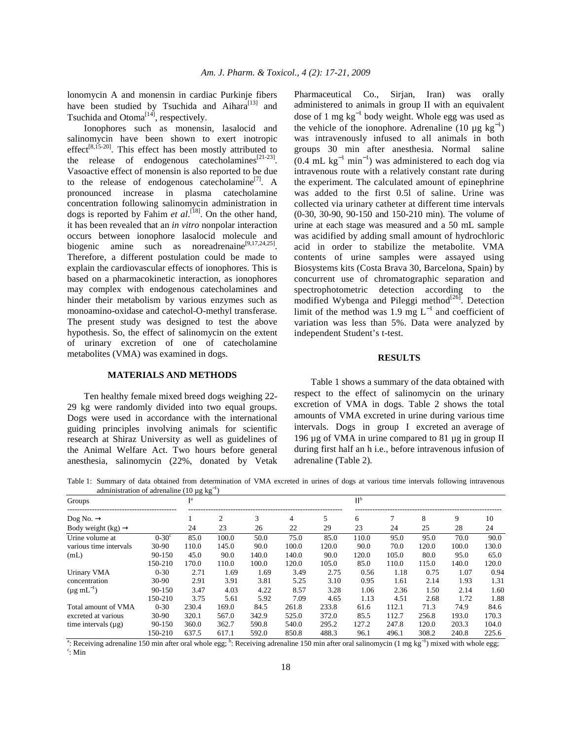Ionomycin A and monensin in cardiac Purkinje fibers have been studied by Tsuchida and Aihara[13] and Tsuchida and Otoma[14], respectively.

Ionophores such as monensin, lasalocid and salinomycin have been shown to exert inotropic effect[8,15-20]. This effect has been mostly attributed to the release of endogenous catecholamines[21-23]. Vasoactive effect of monensin is also reported to be due to the release of endogenous catecholamine[7]. A pronounced increase in plasma catecholamine concentration following salinomycin administration in dogs is reported by Fahim *et al*.[18]. On the other hand, it has been revealed that an *in vitro* nonpolar interaction occurs between ionophore lasalocid molecule and biogenic amine such as noreadrenaine[9,17,24,25]. Therefore, a different postulation could be made to explain the cardiovascular effects of ionophores. This is based on a pharmacokinetic interaction, as ionophores may complex with endogenous catecholamines and hinder their metabolism by various enzymes such as monoamino-oxidase and catechol-O-methyl transferase. The present study was designed to test the above hypothesis. So, the effect of salinomycin on the extent of urinary excretion of one of catecholamine metabolites (VMA) was examined in dogs.

## MATERIALS AND METHODS

Ten healthy female mixed breed dogs weighing 22-29 kg were randomly divided into two equal groups. Dogs were used in accordance with the international guiding principles involving animals for scientific research at Shiraz University as well as guidelines of the Animal Welfare Act. Two hours before general anesthesia, salinomycin (22%, donated by Vetak Pharmaceutical Co., Sirjan, Iran) was orally administered to animals in group II with an equivalent dose of 1 mg $kg^{-1}$ body weight. Whole egg was used as the vehicle of the ionophore. Adrenaline (10 µg $kg^{-1}$) was intravenously infused to all animals in both groups 30 min after anesthesia. Normal saline (0.4 mL $kg^{-1}$ $min^{-1}$) was administered to each dog via intravenous route with a relatively constant rate during the experiment. The calculated amount of epinephrine was added to the first 0.5l of saline. Urine was collected via urinary catheter at different time intervals (0-30, 30-90, 90-150 and 150-210 min). The volume of urine at each stage was measured and a 50 mL sample was acidified by adding small amount of hydrochloric acid in order to stabilize the metabolite. VMA contents of urine samples were assayed using Biosystems kits (Costa Brava 30, Barcelona, Spain) by concurrent use of chromatographic separation and spectrophotometric detection according to the modified Wybenga and Pileggi method[26]. Detection limit of the method was 1.9 mg $L^{-1}$ and coefficient of variation was less than 5%. Data were analyzed by independent Student's t-test.

## RESULTS

Table 1 shows a summary of the data obtained with respect to the effect of salinomycin on the urinary excretion of VMA in dogs. Table 2 shows the total amounts of VMA excreted in urine during various time intervals. Dogs in group I excreted an average of 196 µg of VMA in urine compared to 81 µg in group II during first half an h i.e., before intravenous infusion of adrenaline (Table 2).

Table 1: Summary of data obtained from determination of VMA excreted in urines of dogs at various time intervals following intravenous administration of adrenaline (10 µg $kg^{-1}$)

| Groups | | I[a] | | | | | II[b] | | | | |
|---|---|---|---|---|---|---|---|---|---|---|---|
| Dog No. → | | 1 | 2 | 3 | 4 | 5 | 6 | 7 | 8 | 9 | 10 |
| Body weight (kg) → | | 24 | 23 | 26 | 22 | 29 | 23 | 24 | 25 | 28 | 24 |
| Urine volume at | 0-30[c] | 85.0 | 100.0 | 50.0 | 75.0 | 85.0 | 110.0 | 95.0 | 95.0 | 70.0 | 90.0 |
| various time intervals | 30-90 | 110.0 | 145.0 | 90.0 | 100.0 | 120.0 | 90.0 | 70.0 | 120.0 | 100.0 | 130.0 |
| (mL) | 90-150 | 45.0 | 90.0 | 140.0 | 140.0 | 90.0 | 120.0 | 105.0 | 80.0 | 95.0 | 65.0 |
| | 150-210 | 170.0 | 110.0 | 100.0 | 120.0 | 105.0 | 85.0 | 110.0 | 115.0 | 140.0 | 120.0 |
| Urinary VMA | 0-30 | 2.71 | 1.69 | 1.69 | 3.49 | 2.75 | 0.56 | 1.18 | 0.75 | 1.07 | 0.94 |
| concentration | 30-90 | 2.91 | 3.91 | 3.81 | 5.25 | 3.10 | 0.95 | 1.61 | 2.14 | 1.93 | 1.31 |
| (µg $mL^{-1}$) | 90-150 | 3.47 | 4.03 | 4.22 | 8.57 | 3.28 | 1.06 | 2.36 | 1.50 | 2.14 | 1.60 |
| | 150-210 | 3.75 | 5.61 | 5.92 | 7.09 | 4.65 | 1.13 | 4.51 | 2.68 | 1.72 | 1.88 |
| Total amount of VMA | 0-30 | 230.4 | 169.0 | 84.5 | 261.8 | 233.8 | 61.6 | 112.1 | 71.3 | 74.9 | 84.6 |
| excreted at various | 30-90 | 320.1 | 567.0 | 342.9 | 525.0 | 372.0 | 85.5 | 112.7 | 256.8 | 193.0 | 170.3 |
| time intervals (µg) | 90-150 | 360.0 | 362.7 | 590.8 | 540.0 | 295.2 | 127.2 | 247.8 | 120.0 | 203.3 | 104.0 |
| | 150-210 | 637.5 | 617.1 | 592.0 | 850.8 | 488.3 | 96.1 | 496.1 | 308.2 | 240.8 | 225.6 |

[a]: Receiving adrenaline 150 min after oral whole egg; [b]: Receiving adrenaline 150 min after oral salinomycin (1 mg $kg^{-1}$) mixed with whole egg; [c]: Min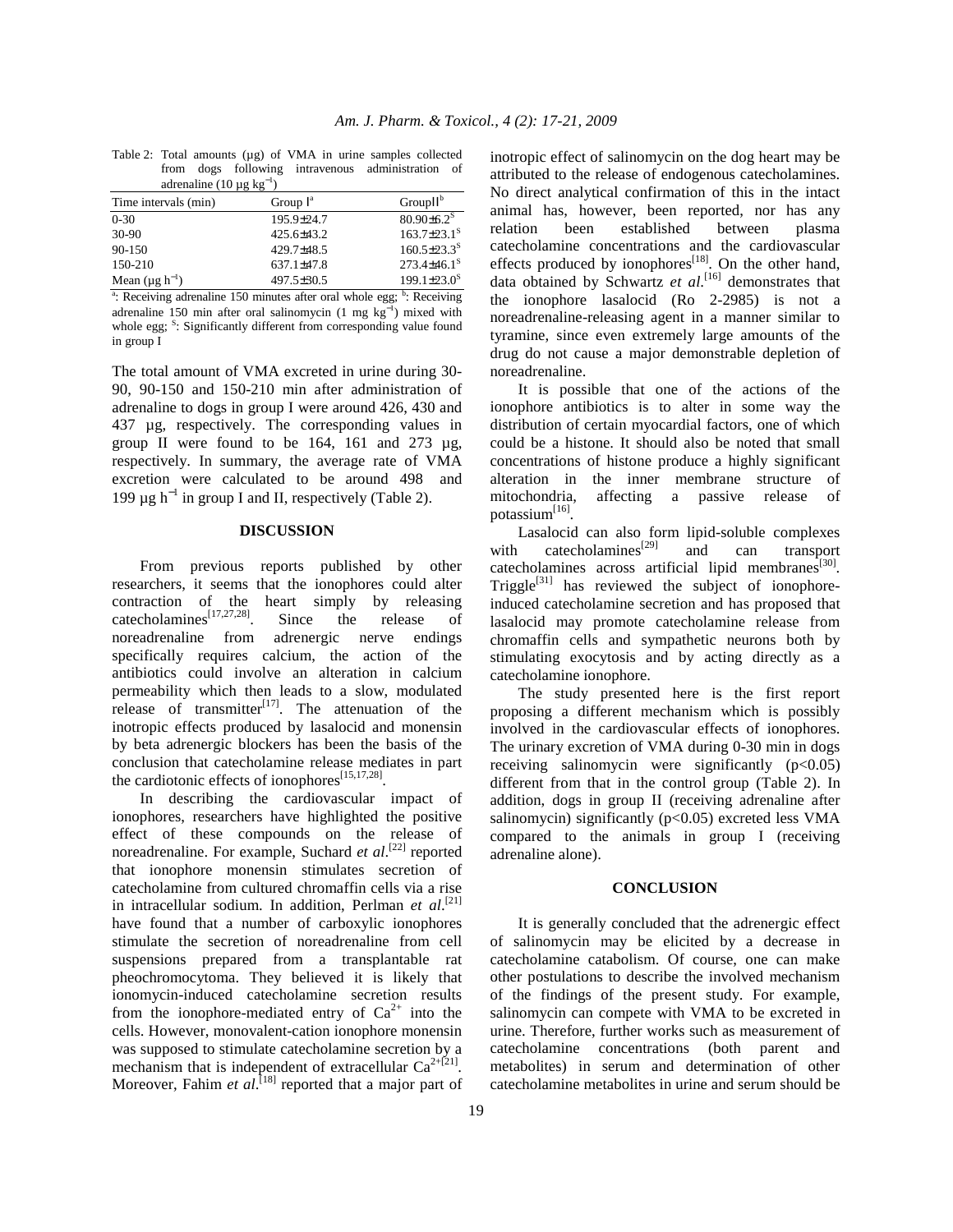Table 2: Total amounts (µg) of VMA in urine samples collected from dogs following intravenous administration of adrenaline (10 µg kg$^{-1}$)

| Time intervals (min) | Group I[a] | GroupII[b] |
|---|---|---|
| 0-30 | 195.9±24.7 | 80.90±6.2[S] |
| 30-90 | 425.6±43.2 | 163.7±23.1[S] |
| 90-150 | 429.7±48.5 | 160.5±23.3[S] |
| 150-210 | 637.1±47.8 | 273.4±46.1[S] |
| Mean (µg h$^{-1}$) | 497.5±30.5 | 199.1±23.0[S] |

[a]: Receiving adrenaline 150 minutes after oral whole egg; [b]: Receiving adrenaline 150 min after oral salinomycin (1 mg kg$^{-1}$) mixed with whole egg; [S]: Significantly different from corresponding value found in group I

The total amount of VMA excreted in urine during 30-90, 90-150 and 150-210 min after administration of adrenaline to dogs in group I were around 426, 430 and 437 µg, respectively. The corresponding values in group II were found to be 164, 161 and 273 µg, respectively. In summary, the average rate of VMA excretion were calculated to be around 498 and 199 µg h$^{-1}$ in group I and II, respectively (Table 2).

## DISCUSSION

From previous reports published by other researchers, it seems that the ionophores could alter contraction of the heart simply by releasing catecholamines[17,27,28]. Since the release of noreadrenaline from adrenergic nerve endings specifically requires calcium, the action of the antibiotics could involve an alteration in calcium permeability which then leads to a slow, modulated release of transmitter[17]. The attenuation of the inotropic effects produced by lasalocid and monensin by beta adrenergic blockers has been the basis of the conclusion that catecholamine release mediates in part the cardiotonic effects of ionophores[15,17,28].

In describing the cardiovascular impact of ionophores, researchers have highlighted the positive effect of these compounds on the release of noreadrenaline. For example, Suchard *et al*.[22] reported that ionophore monensin stimulates secretion of catecholamine from cultured chromaffin cells via a rise in intracellular sodium. In addition, Perlman *et al*.[21] have found that a number of carboxylic ionophores stimulate the secretion of noreadrenaline from cell suspensions prepared from a transplantable rat pheochromocytoma. They believed it is likely that ionomycin-induced catecholamine secretion results from the ionophore-mediated entry of $Ca^{2+}$ into the cells. However, monovalent-cation ionophore monensin was supposed to stimulate catecholamine secretion by a mechanism that is independent of extracellular $Ca^{2+}$[21]. Moreover, Fahim *et al*.[18] reported that a major part of inotropic effect of salinomycin on the dog heart may be attributed to the release of endogenous catecholamines. No direct analytical confirmation of this in the intact animal has, however, been reported, nor has any relation been established between plasma catecholamine concentrations and the cardiovascular effects produced by ionophores[18]. On the other hand, data obtained by Schwartz *et al*.[16] demonstrates that the ionophore lasalocid (Ro 2-2985) is not a noreadrenaline-releasing agent in a manner similar to tyramine, since even extremely large amounts of the drug do not cause a major demonstrable depletion of noreadrenaline.

It is possible that one of the actions of the ionophore antibiotics is to alter in some way the distribution of certain myocardial factors, one of which could be a histone. It should also be noted that small concentrations of histone produce a highly significant alteration in the inner membrane structure of mitochondria, affecting a passive release of potassium[16].

Lasalocid can also form lipid-soluble complexes with catecholamines[29] and can transport catecholamines across artificial lipid membranes[30]. Triggle[31] has reviewed the subject of ionophore-induced catecholamine secretion and has proposed that lasalocid may promote catecholamine release from chromaffin cells and sympathetic neurons both by stimulating exocytosis and by acting directly as a catecholamine ionophore.

The study presented here is the first report proposing a different mechanism which is possibly involved in the cardiovascular effects of ionophores. The urinary excretion of VMA during 0-30 min in dogs receiving salinomycin were significantly ($p<0.05$) different from that in the control group (Table 2). In addition, dogs in group II (receiving adrenaline after salinomycin) significantly ($p<0.05$) excreted less VMA compared to the animals in group I (receiving adrenaline alone).

## CONCLUSION

It is generally concluded that the adrenergic effect of salinomycin may be elicited by a decrease in catecholamine catabolism. Of course, one can make other postulations to describe the involved mechanism of the findings of the present study. For example, salinomycin can compete with VMA to be excreted in urine. Therefore, further works such as measurement of catecholamine concentrations (both parent and metabolites) in serum and determination of other catecholamine metabolites in urine and serum should be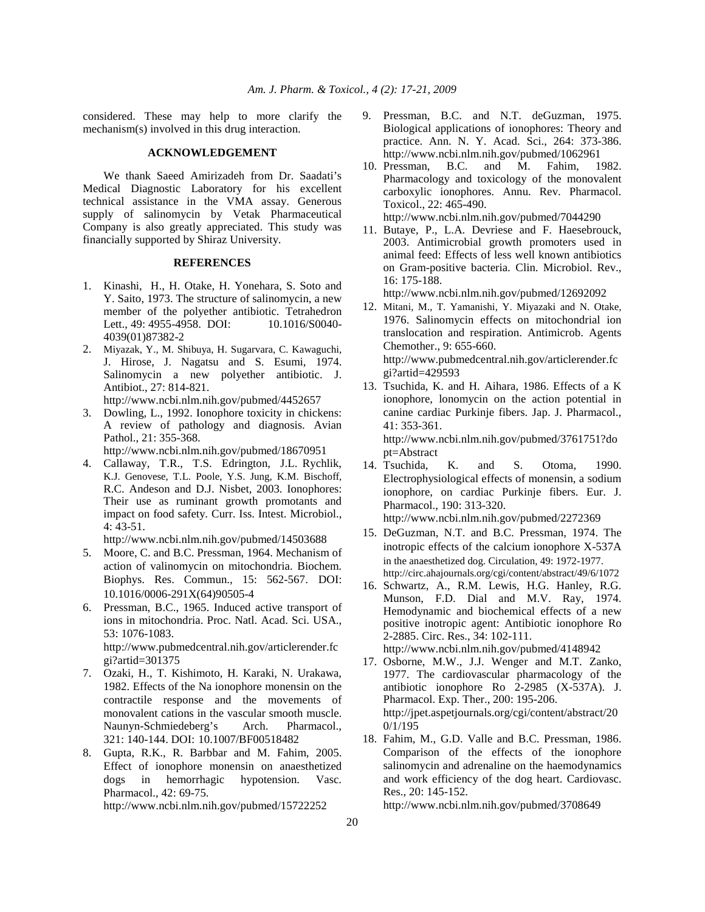considered. These may help to more clarify the mechanism(s) involved in this drug interaction.

## ACKNOWLEDGEMENT

We thank Saeed Amirizadeh from Dr. Saadati's Medical Diagnostic Laboratory for his excellent technical assistance in the VMA assay. Generous supply of salinomycin by Vetak Pharmaceutical Company is also greatly appreciated. This study was financially supported by Shiraz University.

## REFERENCES

1. Kinashi, H., H. Otake, H. Yonehara, S. Soto and Y. Saito, 1973. The structure of salinomycin, a new member of the polyether antibiotic. Tetrahedron Lett., 49: 4955-4958. DOI: 10.1016/S0040-4039(01)87382-2
2. Miyazak, Y., M. Shibuya, H. Sugarvara, C. Kawaguchi, J. Hirose, J. Nagatsu and S. Esumi, 1974. Salinomycin a new polyether antibiotic. J. Antibiot., 27: 814-821. http://www.ncbi.nlm.nih.gov/pubmed/4452657
3. Dowling, L., 1992. Ionophore toxicity in chickens: A review of pathology and diagnosis. Avian Pathol., 21: 355-368. http://www.ncbi.nlm.nih.gov/pubmed/18670951
4. Callaway, T.R., T.S. Edrington, J.L. Rychlik, K.J. Genovese, T.L. Poole, Y.S. Jung, K.M. Bischoff, R.C. Andeson and D.J. Nisbet, 2003. Ionophores: Their use as ruminant growth promotants and impact on food safety. Curr. Iss. Intest. Microbiol., 4: 43-51. http://www.ncbi.nlm.nih.gov/pubmed/14503688
5. Moore, C. and B.C. Pressman, 1964. Mechanism of action of valinomycin on mitochondria. Biochem. Biophys. Res. Commun., 15: 562-567. DOI: 10.1016/0006-291X(64)90505-4
6. Pressman, B.C., 1965. Induced active transport of ions in mitochondria. Proc. Natl. Acad. Sci. USA., 53: 1076-1083. http://www.pubmedcentral.nih.gov/articlerender.fcgi?artid=301375
7. Ozaki, H., T. Kishimoto, H. Karaki, N. Urakawa, 1982. Effects of the Na ionophore monensin on the contractile response and the movements of monovalent cations in the vascular smooth muscle. Naunyn-Schmiedeberg's Arch. Pharmacol., 321: 140-144. DOI: 10.1007/BF00518482
8. Gupta, R.K., R. Barbbar and M. Fahim, 2005. Effect of ionophore monensin on anaesthetized dogs in hemorrhagic hypotension. Vasc. Pharmacol., 42: 69-75. http://www.ncbi.nlm.nih.gov/pubmed/15722252
9. Pressman, B.C. and N.T. deGuzman, 1975. Biological applications of ionophores: Theory and practice. Ann. N. Y. Acad. Sci., 264: 373-386. http://www.ncbi.nlm.nih.gov/pubmed/1062961
10. Pressman, B.C. and M. Fahim, 1982. Pharmacology and toxicology of the monovalent carboxylic ionophores. Annu. Rev. Pharmacol. Toxicol., 22: 465-490. http://www.ncbi.nlm.nih.gov/pubmed/7044290
11. Butaye, P., L.A. Devriese and F. Haesebrouck, 2003. Antimicrobial growth promoters used in animal feed: Effects of less well known antibiotics on Gram-positive bacteria. Clin. Microbiol. Rev., 16: 175-188. http://www.ncbi.nlm.nih.gov/pubmed/12692092
12. Mitani, M., T. Yamanishi, Y. Miyazaki and N. Otake, 1976. Salinomycin effects on mitochondrial ion translocation and respiration. Antimicrob. Agents Chemother., 9: 655-660. http://www.pubmedcentral.nih.gov/articlerender.fcgi?artid=429593
13. Tsuchida, K. and H. Aihara, 1986. Effects of a K ionophore, lonomycin on the action potential in canine cardiac Purkinje fibers. Jap. J. Pharmacol., 41: 353-361. http://www.ncbi.nlm.nih.gov/pubmed/3761751?dopt=Abstract
14. Tsuchida, K. and S. Otoma, 1990. Electrophysiological effects of monensin, a sodium ionophore, on cardiac Purkinje fibers. Eur. J. Pharmacol., 190: 313-320. http://www.ncbi.nlm.nih.gov/pubmed/2272369
15. DeGuzman, N.T. and B.C. Pressman, 1974. The inotropic effects of the calcium ionophore X-537A in the anaesthetized dog. Circulation, 49: 1972-1977. http://circ.ahajournals.org/cgi/content/abstract/49/6/1072
16. Schwartz, A., R.M. Lewis, H.G. Hanley, R.G. Munson, F.D. Dial and M.V. Ray, 1974. Hemodynamic and biochemical effects of a new positive inotropic agent: Antibiotic ionophore Ro 2-2885. Circ. Res., 34: 102-111. http://www.ncbi.nlm.nih.gov/pubmed/4148942
17. Osborne, M.W., J.J. Wenger and M.T. Zanko, 1977. The cardiovascular pharmacology of the antibiotic ionophore Ro 2-2985 (X-537A). J. Pharmacol. Exp. Ther., 200: 195-206. http://jpet.aspetjournals.org/cgi/content/abstract/200/1/195
18. Fahim, M., G.D. Valle and B.C. Pressman, 1986. Comparison of the effects of the ionophore salinomycin and adrenaline on the haemodynamics and work efficiency of the dog heart. Cardiovasc. Res., 20: 145-152. http://www.ncbi.nlm.nih.gov/pubmed/3708649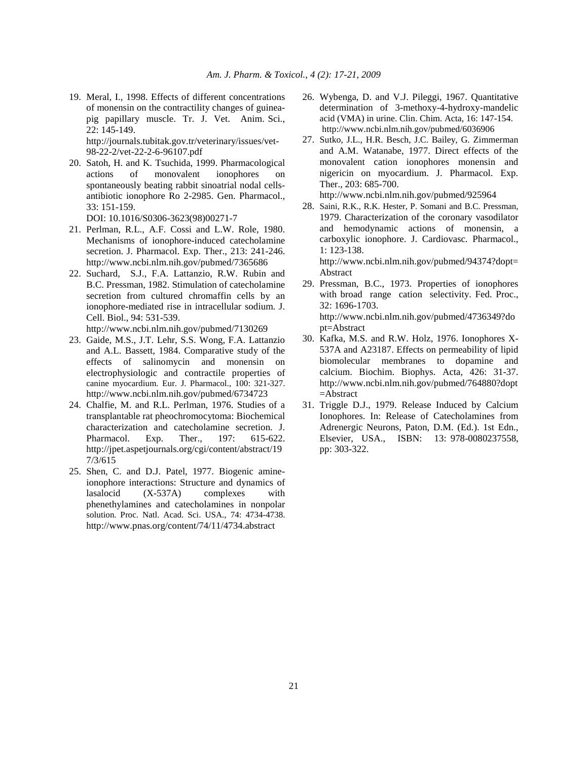19. Meral, I., 1998. Effects of different concentrations of monensin on the contractility changes of guinea-pig papillary muscle. Tr. J. Vet. Anim. Sci., 22: 145-149. http://journals.tubitak.gov.tr/veterinary/issues/vet-98-22-2/vet-22-2-6-96107.pdf
20. Satoh, H. and K. Tsuchida, 1999. Pharmacological actions of monovalent ionophores on spontaneously beating rabbit sinoatrial nodal cells-antibiotic ionophore Ro 2-2985. Gen. Pharmacol., 33: 151-159. DOI: 10.1016/S0306-3623(98)00271-7
21. Perlman, R.L., A.F. Cossi and L.W. Role, 1980. Mechanisms of ionophore-induced catecholamine secretion. J. Pharmacol. Exp. Ther., 213: 241-246. http://www.ncbi.nlm.nih.gov/pubmed/7365686
22. Suchard, S.J., F.A. Lattanzio, R.W. Rubin and B.C. Pressman, 1982. Stimulation of catecholamine secretion from cultured chromaffin cells by an ionophore-mediated rise in intracellular sodium. J. Cell. Biol., 94: 531-539. http://www.ncbi.nlm.nih.gov/pubmed/7130269
23. Gaide, M.S., J.T. Lehr, S.S. Wong, F.A. Lattanzio and A.L. Bassett, 1984. Comparative study of the effects of salinomycin and monensin on electrophysiologic and contractile properties of canine myocardium. Eur. J. Pharmacol., 100: 321-327. http://www.ncbi.nlm.nih.gov/pubmed/6734723
24. Chalfie, M. and R.L. Perlman, 1976. Studies of a transplantable rat pheochromocytoma: Biochemical characterization and catecholamine secretion. J. Pharmacol. Exp. Ther., 197: 615-622. http://jpet.aspetjournals.org/cgi/content/abstract/197/3/615
25. Shen, C. and D.J. Patel, 1977. Biogenic amine-ionophore interactions: Structure and dynamics of lasalocid (X-537A) complexes with phenethylamines and catecholamines in nonpolar solution. Proc. Natl. Acad. Sci. USA., 74: 4734-4738. http://www.pnas.org/content/74/11/4734.abstract
26. Wybenga, D. and V.J. Pileggi, 1967. Quantitative determination of 3-methoxy-4-hydroxy-mandelic acid (VMA) in urine. Clin. Chim. Acta, 16: 147-154. http://www.ncbi.nlm.nih.gov/pubmed/6036906
27. Sutko, J.L., H.R. Besch, J.C. Bailey, G. Zimmerman and A.M. Watanabe, 1977. Direct effects of the monovalent cation ionophores monensin and nigericin on myocardium. J. Pharmacol. Exp. Ther., 203: 685-700. http://www.ncbi.nlm.nih.gov/pubmed/925964
28. Saini, R.K., R.K. Hester, P. Somani and B.C. Pressman, 1979. Characterization of the coronary vasodilator and hemodynamic actions of monensin, a carboxylic ionophore. J. Cardiovasc. Pharmacol., 1: 123-138. http://www.ncbi.nlm.nih.gov/pubmed/94374?dopt=Abstract
29. Pressman, B.C., 1973. Properties of ionophores with broad range cation selectivity. Fed. Proc., 32: 1696-1703. http://www.ncbi.nlm.nih.gov/pubmed/4736349?dopt=Abstract
30. Kafka, M.S. and R.W. Holz, 1976. Ionophores X-537A and A23187. Effects on permeability of lipid biomolecular membranes to dopamine and calcium. Biochim. Biophys. Acta, 426: 31-37. http://www.ncbi.nlm.nih.gov/pubmed/764880?dopt=Abstract
31. Triggle D.J., 1979. Release Induced by Calcium Ionophores. In: Release of Catecholamines from Adrenergic Neurons, Paton, D.M. (Ed.). 1st Edn., Elsevier, USA., ISBN: 13: 978-0080237558, pp: 303-322.